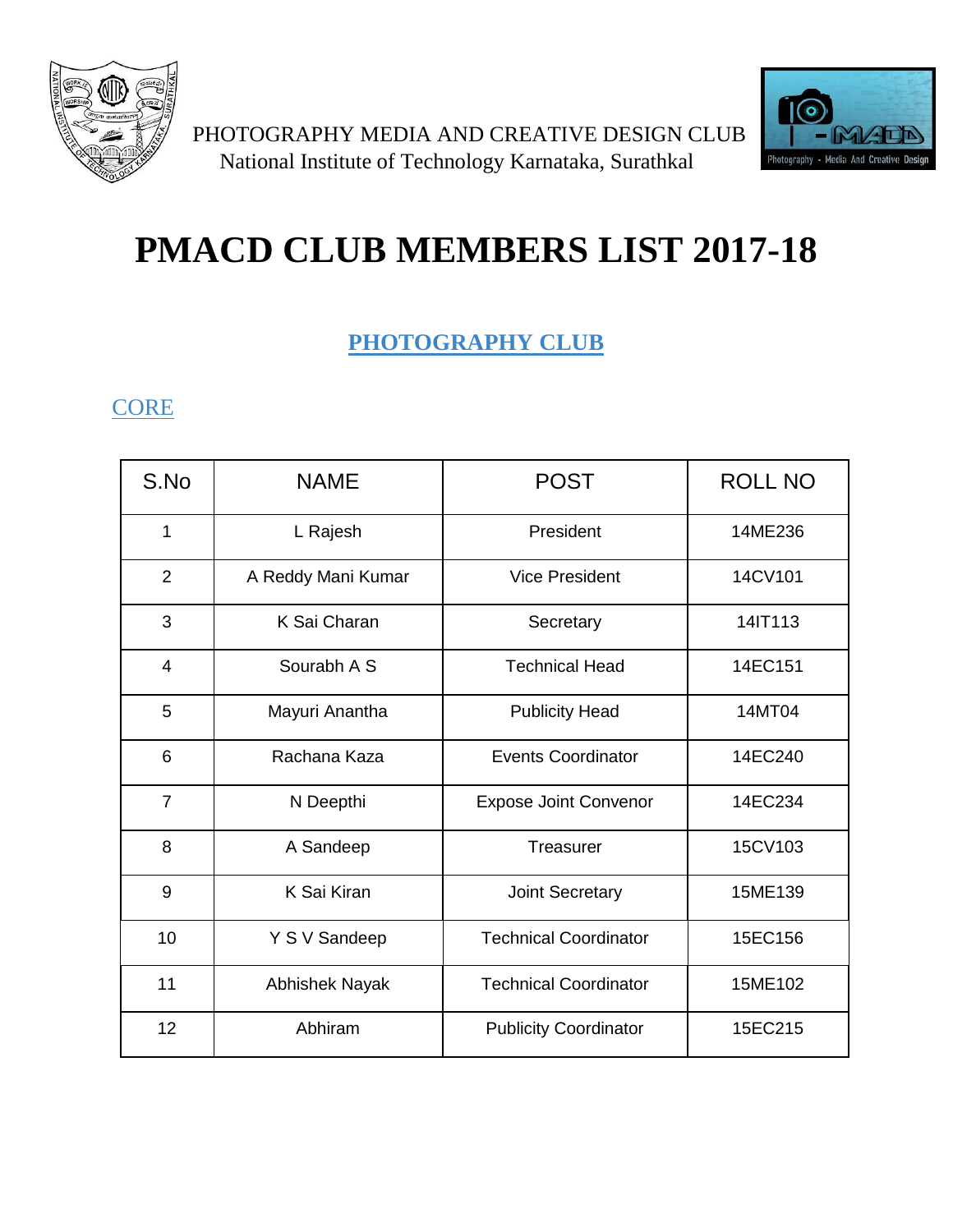PHOTOGRAPHY MEDIA AND CREATIVE DESIGN CLUB
National Institute of Technology Karnataka, Surathkal

# PMACD CLUB MEMBERS LIST 2017-18

## PHOTOGRAPHY CLUB

### CORE

| S.No | NAME | POST | ROLL NO |
|---|---|---|---|
| 1 | L Rajesh | President | 14ME236 |
| 2 | A Reddy Mani Kumar | Vice President | 14CV101 |
| 3 | K Sai Charan | Secretary | 14IT113 |
| 4 | Sourabh A S | Technical Head | 14EC151 |
| 5 | Mayuri Anantha | Publicity Head | 14MT04 |
| 6 | Rachana Kaza | Events Coordinator | 14EC240 |
| 7 | N Deepthi | Expose Joint Convenor | 14EC234 |
| 8 | A Sandeep | Treasurer | 15CV103 |
| 9 | K Sai Kiran | Joint Secretary | 15ME139 |
| 10 | Y S V Sandeep | Technical Coordinator | 15EC156 |
| 11 | Abhishek Nayak | Technical Coordinator | 15ME102 |
| 12 | Abhiram | Publicity Coordinator | 15EC215 |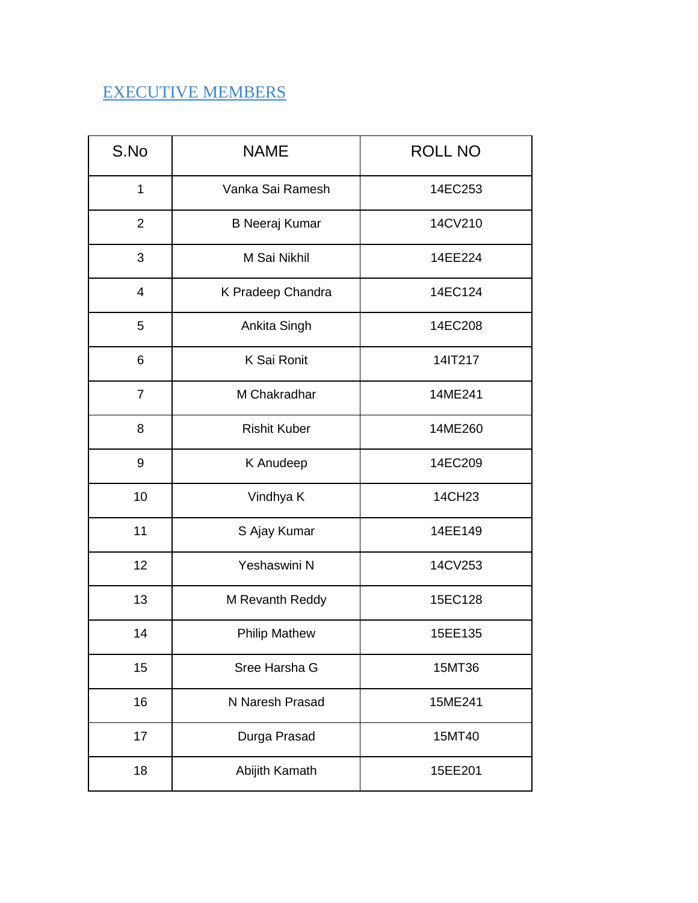## EXECUTIVE MEMBERS

| S.No | NAME | ROLL NO |
|---|---|---|
| 1 | Vanka Sai Ramesh | 14EC253 |
| 2 | B Neeraj Kumar | 14CV210 |
| 3 | M Sai Nikhil | 14EE224 |
| 4 | K Pradeep Chandra | 14EC124 |
| 5 | Ankita Singh | 14EC208 |
| 6 | K Sai Ronit | 14IT217 |
| 7 | M Chakradhar | 14ME241 |
| 8 | Rishit Kuber | 14ME260 |
| 9 | K Anudeep | 14EC209 |
| 10 | Vindhya K | 14CH23 |
| 11 | S Ajay Kumar | 14EE149 |
| 12 | Yeshaswini N | 14CV253 |
| 13 | M Revanth Reddy | 15EC128 |
| 14 | Philip Mathew | 15EE135 |
| 15 | Sree Harsha G | 15MT36 |
| 16 | N Naresh Prasad | 15ME241 |
| 17 | Durga Prasad | 15MT40 |
| 18 | Abijith Kamath | 15EE201 |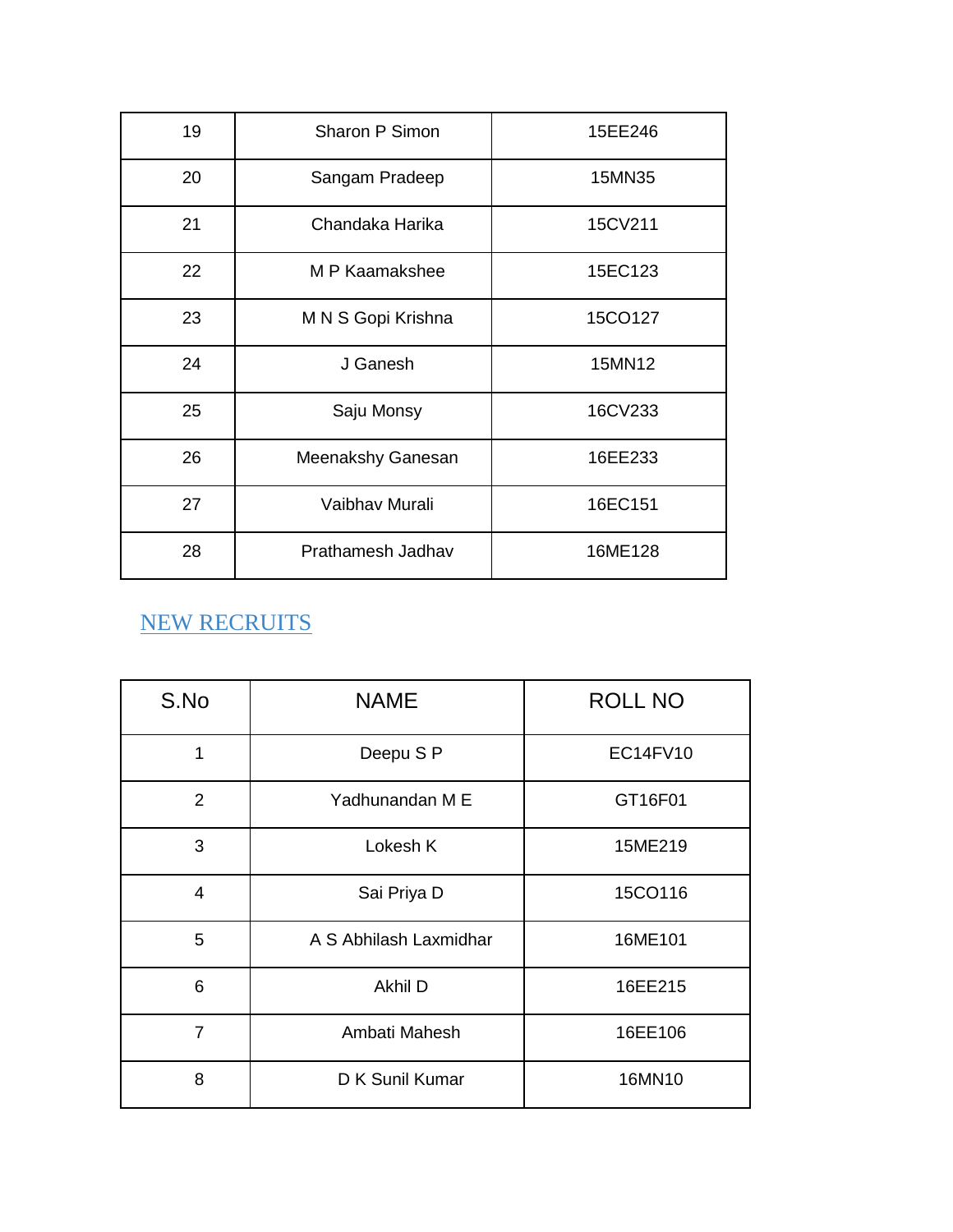| | | |
|---|---|---|
| 19 | Sharon P Simon | 15EE246 |
| 20 | Sangam Pradeep | 15MN35 |
| 21 | Chandaka Harika | 15CV211 |
| 22 | M P Kaamakshee | 15EC123 |
| 23 | M N S Gopi Krishna | 15CO127 |
| 24 | J Ganesh | 15MN12 |
| 25 | Saju Monsy | 16CV233 |
| 26 | Meenakshy Ganesan | 16EE233 |
| 27 | Vaibhav Murali | 16EC151 |
| 28 | Prathamesh Jadhav | 16ME128 |

## NEW RECRUITS

| S.No | NAME | ROLL NO |
|---|---|---|
| 1 | Deepu S P | EC14FV10 |
| 2 | Yadhunandan M E | GT16F01 |
| 3 | Lokesh K | 15ME219 |
| 4 | Sai Priya D | 15CO116 |
| 5 | A S Abhilash Laxmidhar | 16ME101 |
| 6 | Akhil D | 16EE215 |
| 7 | Ambati Mahesh | 16EE106 |
| 8 | D K Sunil Kumar | 16MN10 |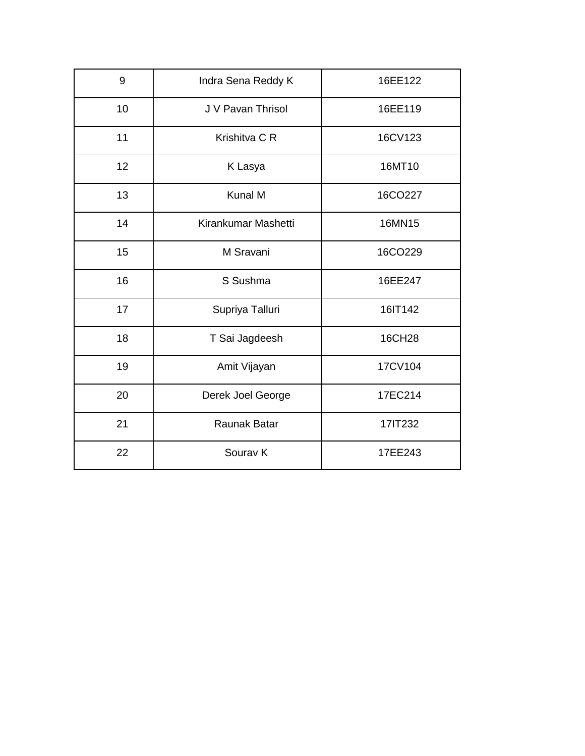| 9 | Indra Sena Reddy K | 16EE122 |
|---|---|---|
| 10 | J V Pavan Thrisol | 16EE119 |
| 11 | Krishitva C R | 16CV123 |
| 12 | K Lasya | 16MT10 |
| 13 | Kunal M | 16CO227 |
| 14 | Kirankumar Mashetti | 16MN15 |
| 15 | M Sravani | 16CO229 |
| 16 | S Sushma | 16EE247 |
| 17 | Supriya Talluri | 16IT142 |
| 18 | T Sai Jagdeesh | 16CH28 |
| 19 | Amit Vijayan | 17CV104 |
| 20 | Derek Joel George | 17EC214 |
| 21 | Raunak Batar | 17IT232 |
| 22 | Sourav K | 17EE243 |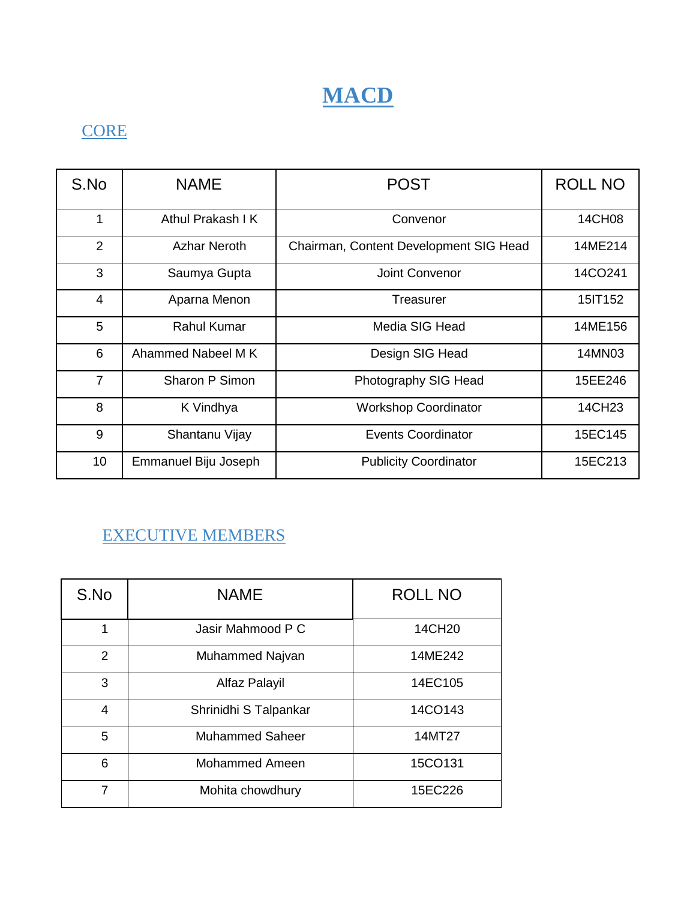# MACD

## CORE

| S.No | NAME | POST | ROLL NO |
|---|---|---|---|
| 1 | Athul Prakash I K | Convenor | 14CH08 |
| 2 | Azhar Neroth | Chairman, Content Development SIG Head | 14ME214 |
| 3 | Saumya Gupta | Joint Convenor | 14CO241 |
| 4 | Aparna Menon | Treasurer | 15IT152 |
| 5 | Rahul Kumar | Media SIG Head | 14ME156 |
| 6 | Ahammed Nabeel M K | Design SIG Head | 14MN03 |
| 7 | Sharon P Simon | Photography SIG Head | 15EE246 |
| 8 | K Vindhya | Workshop Coordinator | 14CH23 |
| 9 | Shantanu Vijay | Events Coordinator | 15EC145 |
| 10 | Emmanuel Biju Joseph | Publicity Coordinator | 15EC213 |

## EXECUTIVE MEMBERS

| S.No | NAME | ROLL NO |
|---|---|---|
| 1 | Jasir Mahmood P C | 14CH20 |
| 2 | Muhammed Najvan | 14ME242 |
| 3 | Alfaz Palayil | 14EC105 |
| 4 | Shrinidhi S Talpankar | 14CO143 |
| 5 | Muhammed Saheer | 14MT27 |
| 6 | Mohammed Ameen | 15CO131 |
| 7 | Mohita chowdhury | 15EC226 |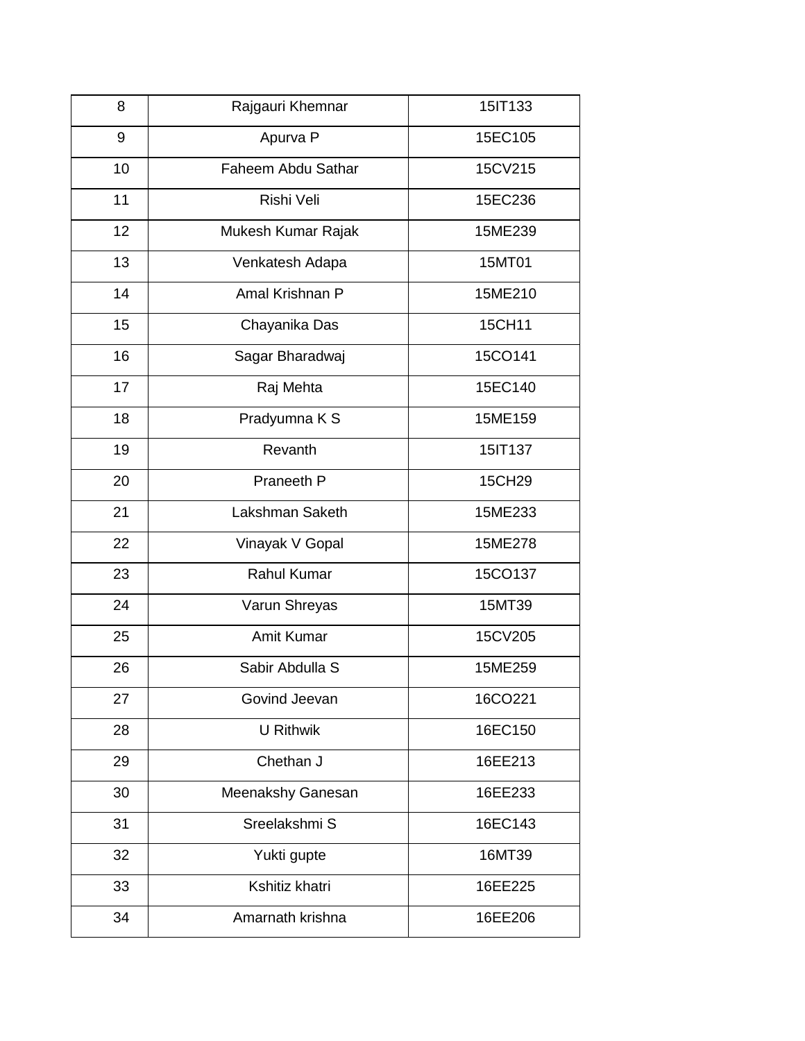| 8 | Rajgauri Khemnar | 15IT133 |
|---|---|---|
| 9 | Apurva P | 15EC105 |
| 10 | Faheem Abdu Sathar | 15CV215 |
| 11 | Rishi Veli | 15EC236 |
| 12 | Mukesh Kumar Rajak | 15ME239 |
| 13 | Venkatesh Adapa | 15MT01 |
| 14 | Amal Krishnan P | 15ME210 |
| 15 | Chayanika Das | 15CH11 |
| 16 | Sagar Bharadwaj | 15CO141 |
| 17 | Raj Mehta | 15EC140 |
| 18 | Pradyumna K S | 15ME159 |
| 19 | Revanth | 15IT137 |
| 20 | Praneeth P | 15CH29 |
| 21 | Lakshman Saketh | 15ME233 |
| 22 | Vinayak V Gopal | 15ME278 |
| 23 | Rahul Kumar | 15CO137 |
| 24 | Varun Shreyas | 15MT39 |
| 25 | Amit Kumar | 15CV205 |
| 26 | Sabir Abdulla S | 15ME259 |
| 27 | Govind Jeevan | 16CO221 |
| 28 | U Rithwik | 16EC150 |
| 29 | Chethan J | 16EE213 |
| 30 | Meenakshy Ganesan | 16EE233 |
| 31 | Sreelakshmi S | 16EC143 |
| 32 | Yukti gupte | 16MT39 |
| 33 | Kshitiz khatri | 16EE225 |
| 34 | Amarnath krishna | 16EE206 |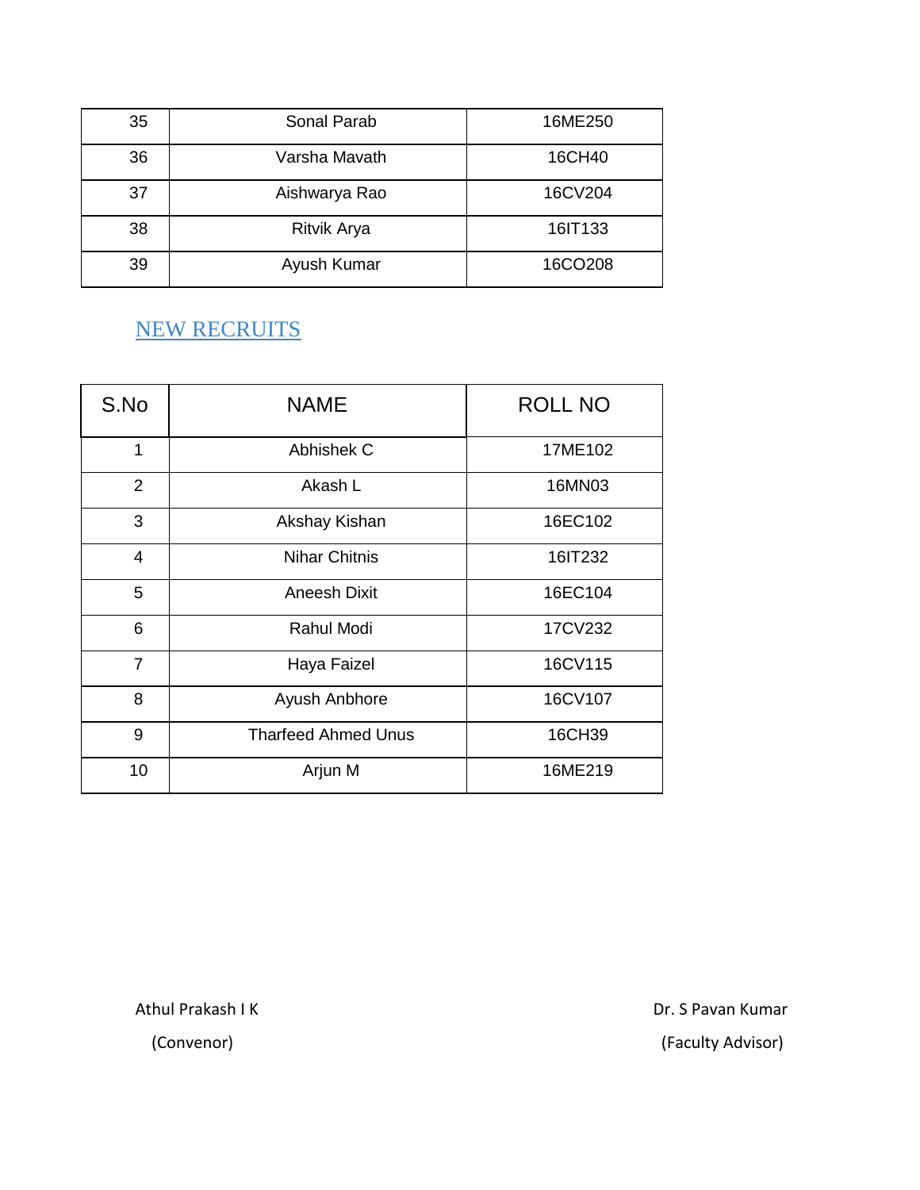| | | |
|---|---|---|
| 35 | Sonal Parab | 16ME250 |
| 36 | Varsha Mavath | 16CH40 |
| 37 | Aishwarya Rao | 16CV204 |
| 38 | Ritvik Arya | 16IT133 |
| 39 | Ayush Kumar | 16CO208 |

## NEW RECRUITS

| S.No | NAME | ROLL NO |
|---|---|---|
| 1 | Abhishek C | 17ME102 |
| 2 | Akash L | 16MN03 |
| 3 | Akshay Kishan | 16EC102 |
| 4 | Nihar Chitnis | 16IT232 |
| 5 | Aneesh Dixit | 16EC104 |
| 6 | Rahul Modi | 17CV232 |
| 7 | Haya Faizel | 16CV115 |
| 8 | Ayush Anbhore | 16CV107 |
| 9 | Tharfeed Ahmed Unus | 16CH39 |
| 10 | Arjun M | 16ME219 |

Athul Prakash I K
(Convenor)

Dr. S Pavan Kumar
(Faculty Advisor)